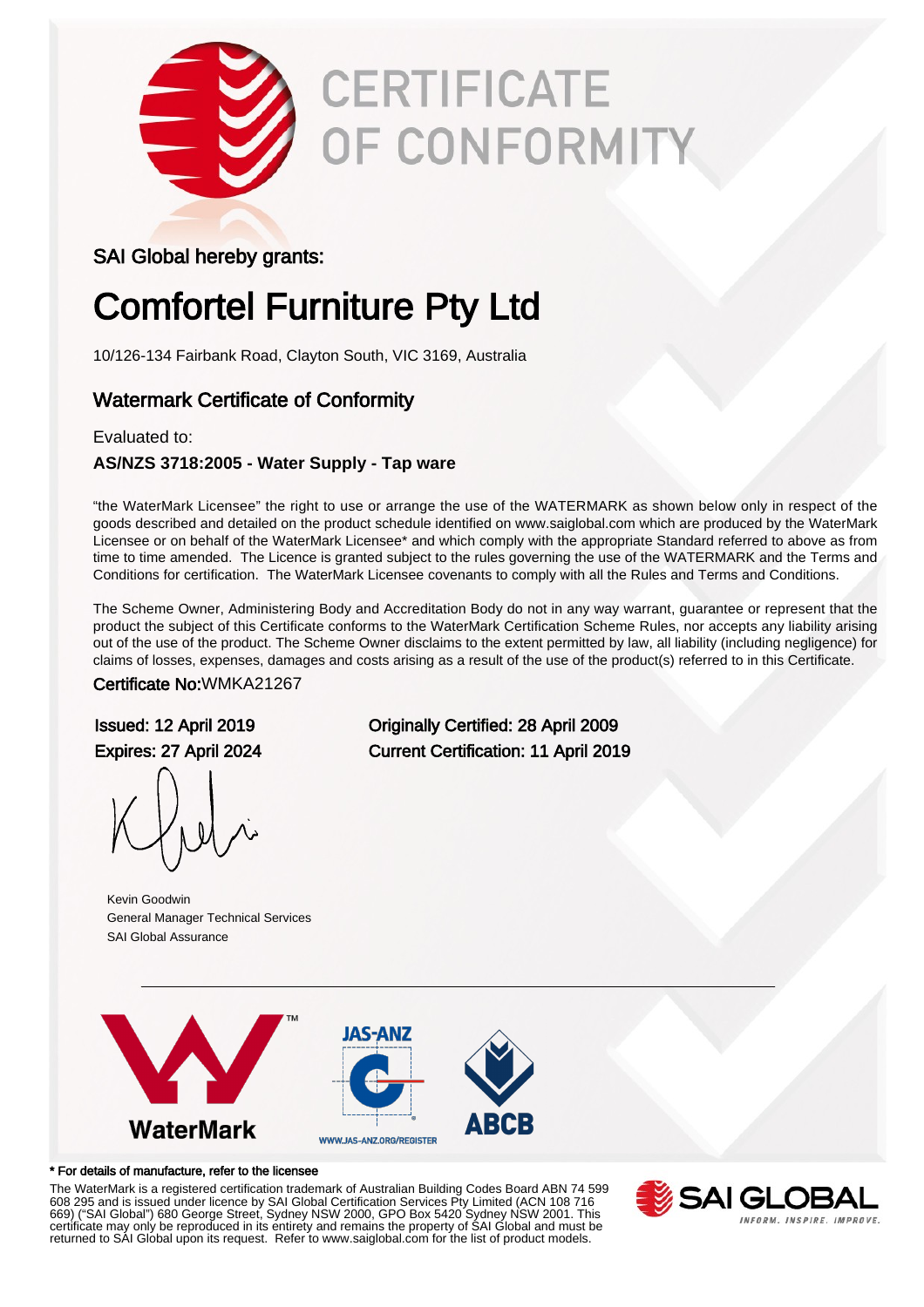# CERTIFICATE OF CONFORMITY

SAI Global hereby grants:

## Comfortel Furniture Pty Ltd

10/126-134 Fairbank Road, Clayton South, VIC 3169, Australia

### Watermark Certificate of Conformity

Evaluated to:

**AS/NZS 3718:2005 - Water Supply - Tap ware**

"the WaterMark Licensee" the right to use or arrange the use of the WATERMARK as shown below only in respect of the goods described and detailed on the product schedule identified on www.saiglobal.com which are produced by the WaterMark Licensee or on behalf of the WaterMark Licensee* and which comply with the appropriate Standard referred to above as from time to time amended. The Licence is granted subject to the rules governing the use of the WATERMARK and the Terms and Conditions for certification. The WaterMark Licensee covenants to comply with all the Rules and Terms and Conditions.

The Scheme Owner, Administering Body and Accreditation Body do not in any way warrant, guarantee or represent that the product the subject of this Certificate conforms to the WaterMark Certification Scheme Rules, nor accepts any liability arising out of the use of the product. The Scheme Owner disclaims to the extent permitted by law, all liability (including negligence) for claims of losses, expenses, damages and costs arising as a result of the use of the product(s) referred to in this Certificate.

Certificate No:WMKA21267

Issued: 12 April 2019
Expires: 27 April 2024

Originally Certified: 28 April 2009
Current Certification: 11 April 2019

Kevin Goodwin
General Manager Technical Services
SAI Global Assurance

WaterMark

JAS-ANZ
WWW.JAS-ANZ.ORG/REGISTER

ABCB

* For details of manufacture, refer to the licensee

The WaterMark is a registered certification trademark of Australian Building Codes Board ABN 74 599 608 295 and is issued under licence by SAI Global Certification Services Pty Limited (ACN 108 716 669) ("SAI Global") 680 George Street, Sydney NSW 2000, GPO Box 5420 Sydney NSW 2001. This certificate may only be reproduced in its entirety and remains the property of SAI Global and must be returned to SAI Global upon its request. Refer to www.saiglobal.com for the list of product models.

SAI GLOBAL
INFORM. INSPIRE. IMPROVE.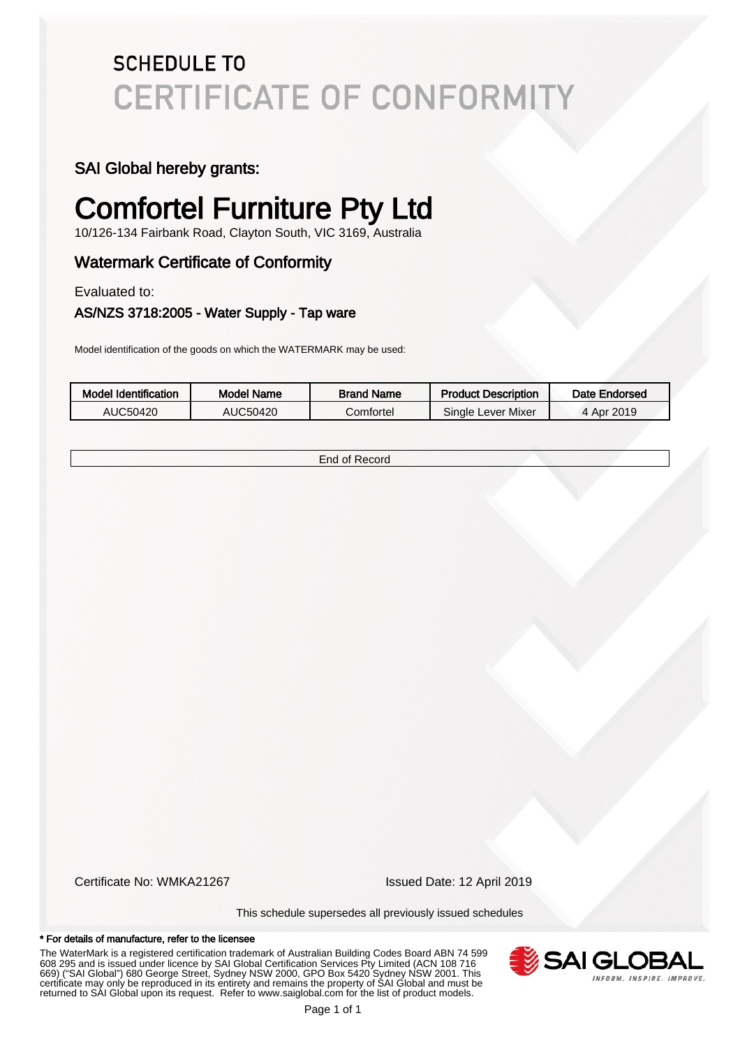# SCHEDULE TO
# CERTIFICATE OF CONFORMITY

## SAI Global hereby grants:

# Comfortel Furniture Pty Ltd

10/126-134 Fairbank Road, Clayton South, VIC 3169, Australia

## Watermark Certificate of Conformity

Evaluated to:

### AS/NZS 3718:2005 - Water Supply - Tap ware

Model identification of the goods on which the WATERMARK may be used:

| Model Identification | Model Name | Brand Name | Product Description | Date Endorsed |
|---|---|---|---|---|
| AUC50420 | AUC50420 | Comfortel | Single Lever Mixer | 4 Apr 2019 |

End of Record

Certificate No: WMKA21267

Issued Date: 12 April 2019

This schedule supersedes all previously issued schedules

**\* For details of manufacture, refer to the licensee**

The WaterMark is a registered certification trademark of Australian Building Codes Board ABN 74 599 608 295 and is issued under licence by SAI Global Certification Services Pty Limited (ACN 108 716 669) ("SAI Global") 680 George Street, Sydney NSW 2000, GPO Box 5420 Sydney NSW 2001. This certificate may only be reproduced in its entirety and remains the property of SAI Global and must be returned to SAI Global upon its request. Refer to www.saiglobal.com for the list of product models.

SAI GLOBAL
INFORM. INSPIRE. IMPROVE.